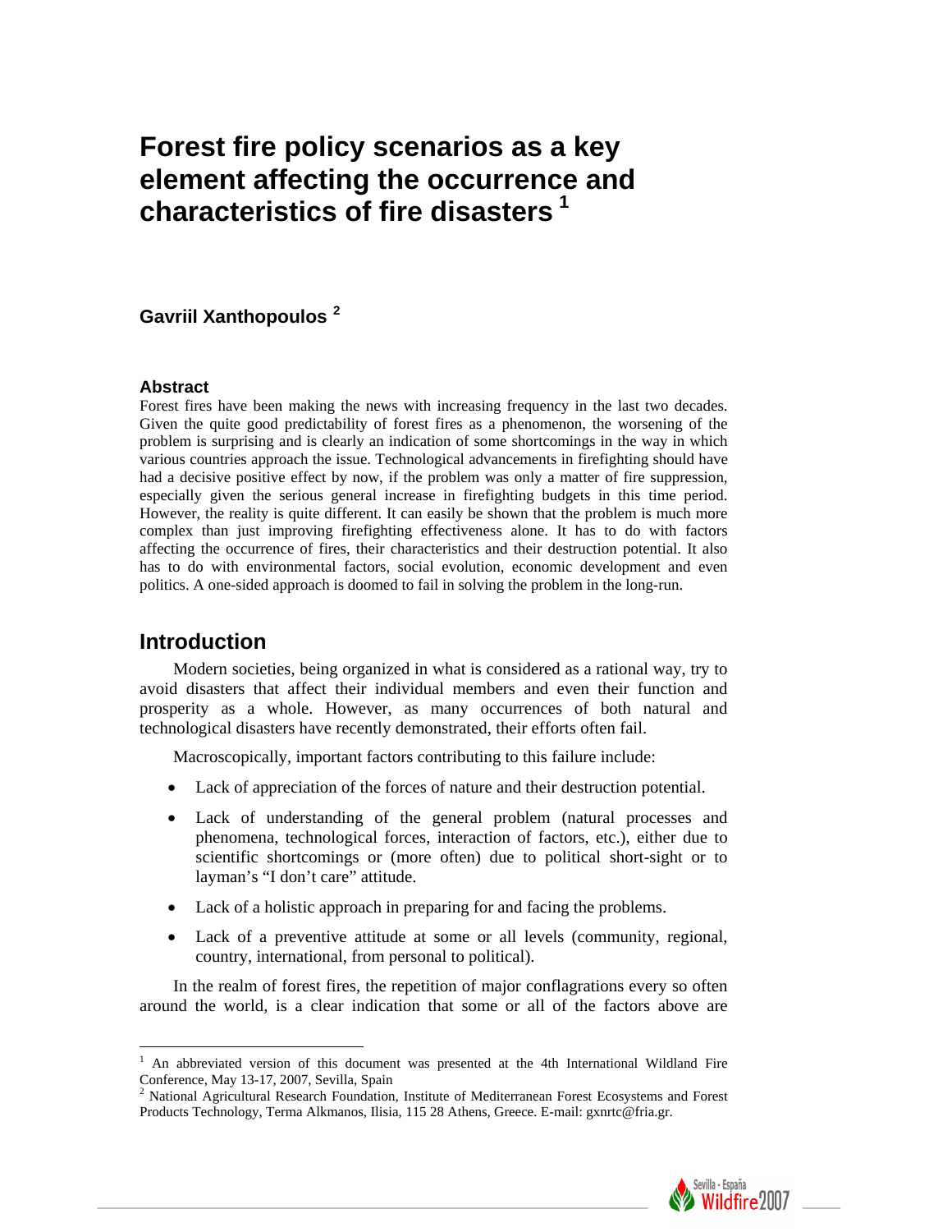# Forest fire policy scenarios as a key element affecting the occurrence and characteristics of fire disasters [1]

**Gavriil Xanthopoulos [2]**

### Abstract

Forest fires have been making the news with increasing frequency in the last two decades. Given the quite good predictability of forest fires as a phenomenon, the worsening of the problem is surprising and is clearly an indication of some shortcomings in the way in which various countries approach the issue. Technological advancements in firefighting should have had a decisive positive effect by now, if the problem was only a matter of fire suppression, especially given the serious general increase in firefighting budgets in this time period. However, the reality is quite different. It can easily be shown that the problem is much more complex than just improving firefighting effectiveness alone. It has to do with factors affecting the occurrence of fires, their characteristics and their destruction potential. It also has to do with environmental factors, social evolution, economic development and even politics. A one-sided approach is doomed to fail in solving the problem in the long-run.

## Introduction

Modern societies, being organized in what is considered as a rational way, try to avoid disasters that affect their individual members and even their function and prosperity as a whole. However, as many occurrences of both natural and technological disasters have recently demonstrated, their efforts often fail.

Macroscopically, important factors contributing to this failure include:

- Lack of appreciation of the forces of nature and their destruction potential.
- Lack of understanding of the general problem (natural processes and phenomena, technological forces, interaction of factors, etc.), either due to scientific shortcomings or (more often) due to political short-sight or to layman's "I don't care" attitude.
- Lack of a holistic approach in preparing for and facing the problems.
- Lack of a preventive attitude at some or all levels (community, regional, country, international, from personal to political).

In the realm of forest fires, the repetition of major conflagrations every so often around the world, is a clear indication that some or all of the factors above are

---

[1] An abbreviated version of this document was presented at the 4th International Wildland Fire Conference, May 13-17, 2007, Sevilla, Spain

[2] National Agricultural Research Foundation, Institute of Mediterranean Forest Ecosystems and Forest Products Technology, Terma Alkmanos, Ilisia, 115 28 Athens, Greece. E-mail: gxnrtc@fria.gr.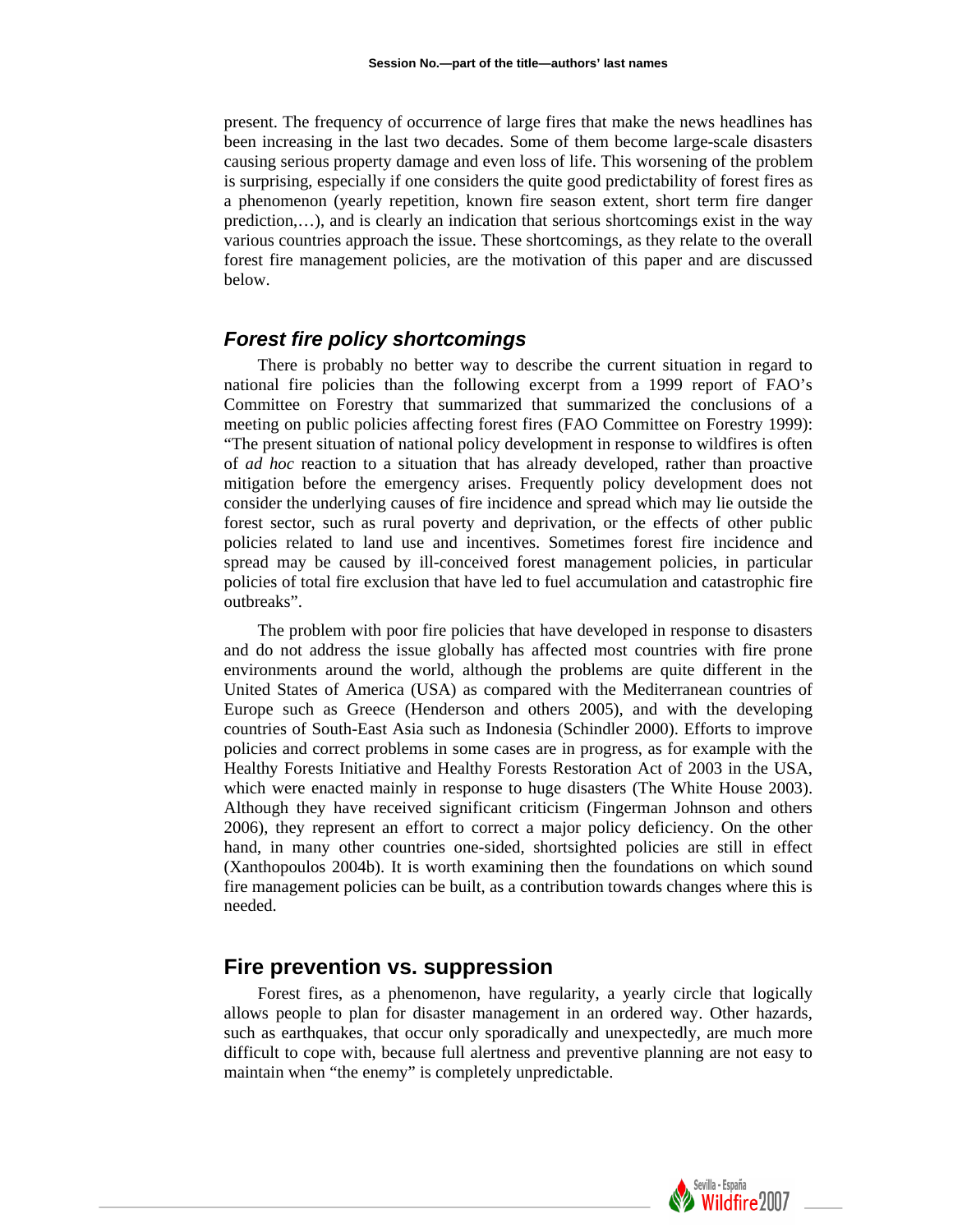present. The frequency of occurrence of large fires that make the news headlines has been increasing in the last two decades. Some of them become large-scale disasters causing serious property damage and even loss of life. This worsening of the problem is surprising, especially if one considers the quite good predictability of forest fires as a phenomenon (yearly repetition, known fire season extent, short term fire danger prediction,…), and is clearly an indication that serious shortcomings exist in the way various countries approach the issue. These shortcomings, as they relate to the overall forest fire management policies, are the motivation of this paper and are discussed below.

## *Forest fire policy shortcomings*

There is probably no better way to describe the current situation in regard to national fire policies than the following excerpt from a 1999 report of FAO's Committee on Forestry that summarized that summarized the conclusions of a meeting on public policies affecting forest fires (FAO Committee on Forestry 1999): "The present situation of national policy development in response to wildfires is often of *ad hoc* reaction to a situation that has already developed, rather than proactive mitigation before the emergency arises. Frequently policy development does not consider the underlying causes of fire incidence and spread which may lie outside the forest sector, such as rural poverty and deprivation, or the effects of other public policies related to land use and incentives. Sometimes forest fire incidence and spread may be caused by ill-conceived forest management policies, in particular policies of total fire exclusion that have led to fuel accumulation and catastrophic fire outbreaks".

The problem with poor fire policies that have developed in response to disasters and do not address the issue globally has affected most countries with fire prone environments around the world, although the problems are quite different in the United States of America (USA) as compared with the Mediterranean countries of Europe such as Greece (Henderson and others 2005), and with the developing countries of South-East Asia such as Indonesia (Schindler 2000). Efforts to improve policies and correct problems in some cases are in progress, as for example with the Healthy Forests Initiative and Healthy Forests Restoration Act of 2003 in the USA, which were enacted mainly in response to huge disasters (The White House 2003). Although they have received significant criticism (Fingerman Johnson and others 2006), they represent an effort to correct a major policy deficiency. On the other hand, in many other countries one-sided, shortsighted policies are still in effect (Xanthopoulos 2004b). It is worth examining then the foundations on which sound fire management policies can be built, as a contribution towards changes where this is needed.

## Fire prevention vs. suppression

Forest fires, as a phenomenon, have regularity, a yearly circle that logically allows people to plan for disaster management in an ordered way. Other hazards, such as earthquakes, that occur only sporadically and unexpectedly, are much more difficult to cope with, because full alertness and preventive planning are not easy to maintain when "the enemy" is completely unpredictable.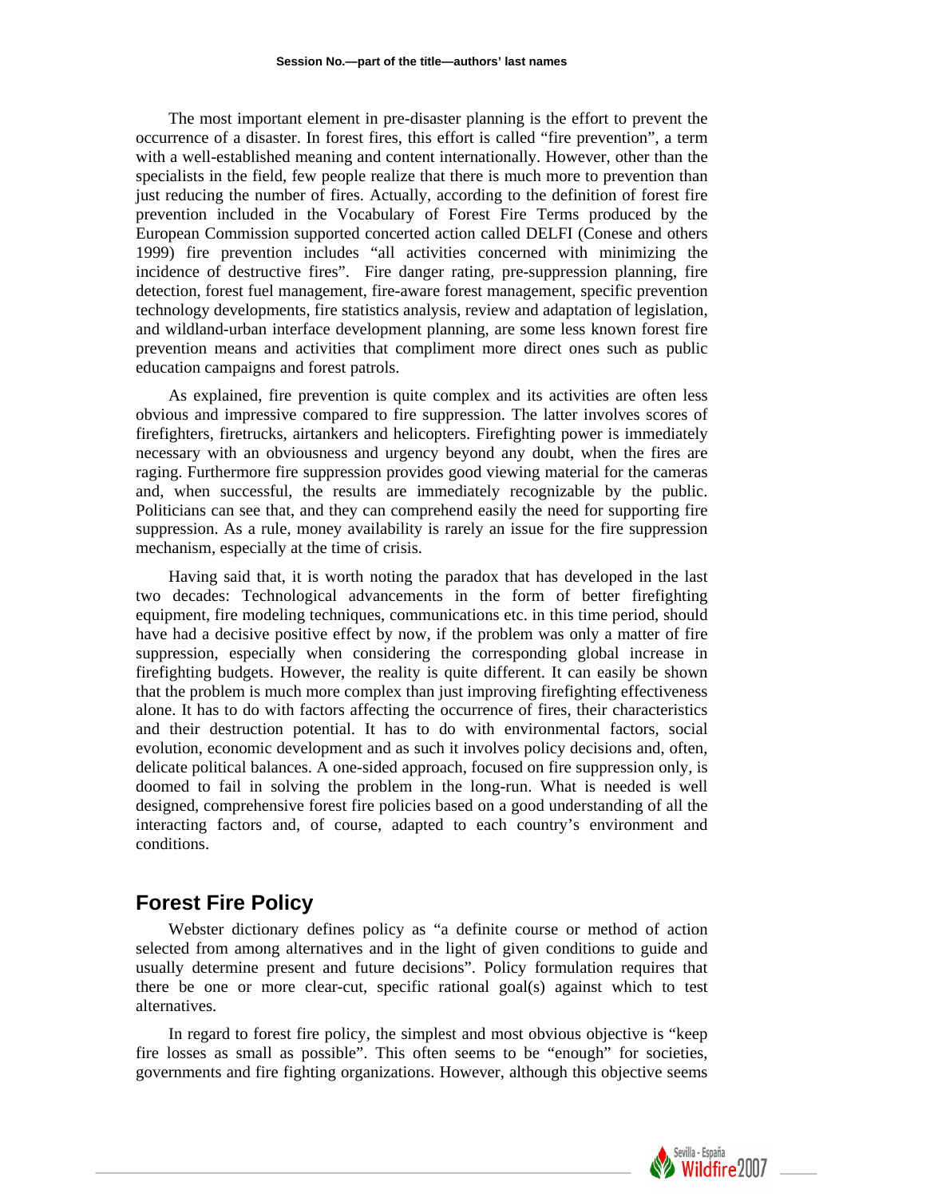The most important element in pre-disaster planning is the effort to prevent the occurrence of a disaster. In forest fires, this effort is called "fire prevention", a term with a well-established meaning and content internationally. However, other than the specialists in the field, few people realize that there is much more to prevention than just reducing the number of fires. Actually, according to the definition of forest fire prevention included in the Vocabulary of Forest Fire Terms produced by the European Commission supported concerted action called DELFI (Conese and others 1999) fire prevention includes "all activities concerned with minimizing the incidence of destructive fires". Fire danger rating, pre-suppression planning, fire detection, forest fuel management, fire-aware forest management, specific prevention technology developments, fire statistics analysis, review and adaptation of legislation, and wildland-urban interface development planning, are some less known forest fire prevention means and activities that compliment more direct ones such as public education campaigns and forest patrols.

As explained, fire prevention is quite complex and its activities are often less obvious and impressive compared to fire suppression. The latter involves scores of firefighters, firetrucks, airtankers and helicopters. Firefighting power is immediately necessary with an obviousness and urgency beyond any doubt, when the fires are raging. Furthermore fire suppression provides good viewing material for the cameras and, when successful, the results are immediately recognizable by the public. Politicians can see that, and they can comprehend easily the need for supporting fire suppression. As a rule, money availability is rarely an issue for the fire suppression mechanism, especially at the time of crisis.

Having said that, it is worth noting the paradox that has developed in the last two decades: Technological advancements in the form of better firefighting equipment, fire modeling techniques, communications etc. in this time period, should have had a decisive positive effect by now, if the problem was only a matter of fire suppression, especially when considering the corresponding global increase in firefighting budgets. However, the reality is quite different. It can easily be shown that the problem is much more complex than just improving firefighting effectiveness alone. It has to do with factors affecting the occurrence of fires, their characteristics and their destruction potential. It has to do with environmental factors, social evolution, economic development and as such it involves policy decisions and, often, delicate political balances. A one-sided approach, focused on fire suppression only, is doomed to fail in solving the problem in the long-run. What is needed is well designed, comprehensive forest fire policies based on a good understanding of all the interacting factors and, of course, adapted to each country's environment and conditions.

## Forest Fire Policy

Webster dictionary defines policy as "a definite course or method of action selected from among alternatives and in the light of given conditions to guide and usually determine present and future decisions". Policy formulation requires that there be one or more clear-cut, specific rational goal(s) against which to test alternatives.

In regard to forest fire policy, the simplest and most obvious objective is "keep fire losses as small as possible". This often seems to be "enough" for societies, governments and fire fighting organizations. However, although this objective seems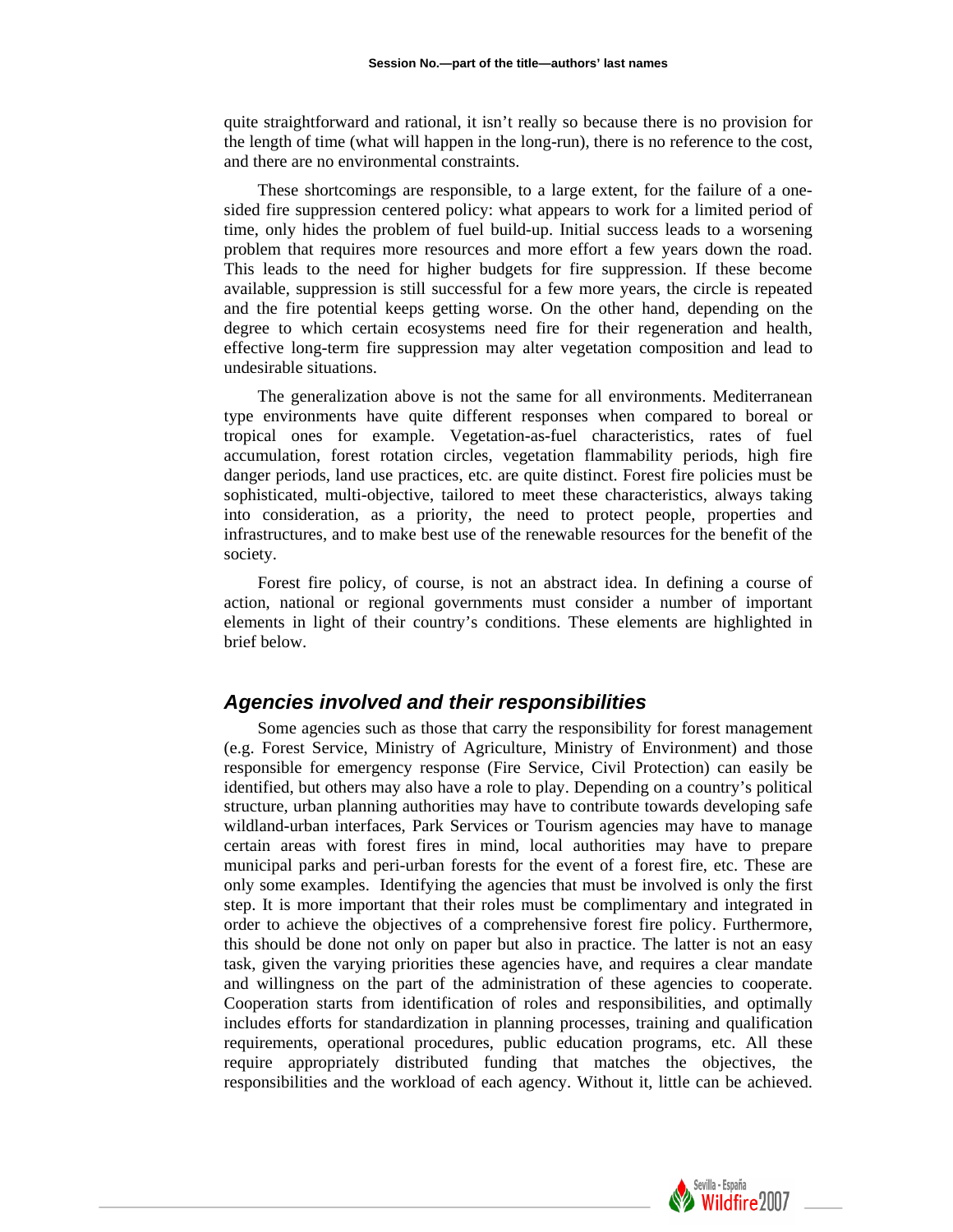quite straightforward and rational, it isn't really so because there is no provision for the length of time (what will happen in the long-run), there is no reference to the cost, and there are no environmental constraints.

These shortcomings are responsible, to a large extent, for the failure of a one-sided fire suppression centered policy: what appears to work for a limited period of time, only hides the problem of fuel build-up. Initial success leads to a worsening problem that requires more resources and more effort a few years down the road. This leads to the need for higher budgets for fire suppression. If these become available, suppression is still successful for a few more years, the circle is repeated and the fire potential keeps getting worse. On the other hand, depending on the degree to which certain ecosystems need fire for their regeneration and health, effective long-term fire suppression may alter vegetation composition and lead to undesirable situations.

The generalization above is not the same for all environments. Mediterranean type environments have quite different responses when compared to boreal or tropical ones for example. Vegetation-as-fuel characteristics, rates of fuel accumulation, forest rotation circles, vegetation flammability periods, high fire danger periods, land use practices, etc. are quite distinct. Forest fire policies must be sophisticated, multi-objective, tailored to meet these characteristics, always taking into consideration, as a priority, the need to protect people, properties and infrastructures, and to make best use of the renewable resources for the benefit of the society.

Forest fire policy, of course, is not an abstract idea. In defining a course of action, national or regional governments must consider a number of important elements in light of their country's conditions. These elements are highlighted in brief below.

## *Agencies involved and their responsibilities*

Some agencies such as those that carry the responsibility for forest management (e.g. Forest Service, Ministry of Agriculture, Ministry of Environment) and those responsible for emergency response (Fire Service, Civil Protection) can easily be identified, but others may also have a role to play. Depending on a country's political structure, urban planning authorities may have to contribute towards developing safe wildland-urban interfaces, Park Services or Tourism agencies may have to manage certain areas with forest fires in mind, local authorities may have to prepare municipal parks and peri-urban forests for the event of a forest fire, etc. These are only some examples. Identifying the agencies that must be involved is only the first step. It is more important that their roles must be complimentary and integrated in order to achieve the objectives of a comprehensive forest fire policy. Furthermore, this should be done not only on paper but also in practice. The latter is not an easy task, given the varying priorities these agencies have, and requires a clear mandate and willingness on the part of the administration of these agencies to cooperate. Cooperation starts from identification of roles and responsibilities, and optimally includes efforts for standardization in planning processes, training and qualification requirements, operational procedures, public education programs, etc. All these require appropriately distributed funding that matches the objectives, the responsibilities and the workload of each agency. Without it, little can be achieved.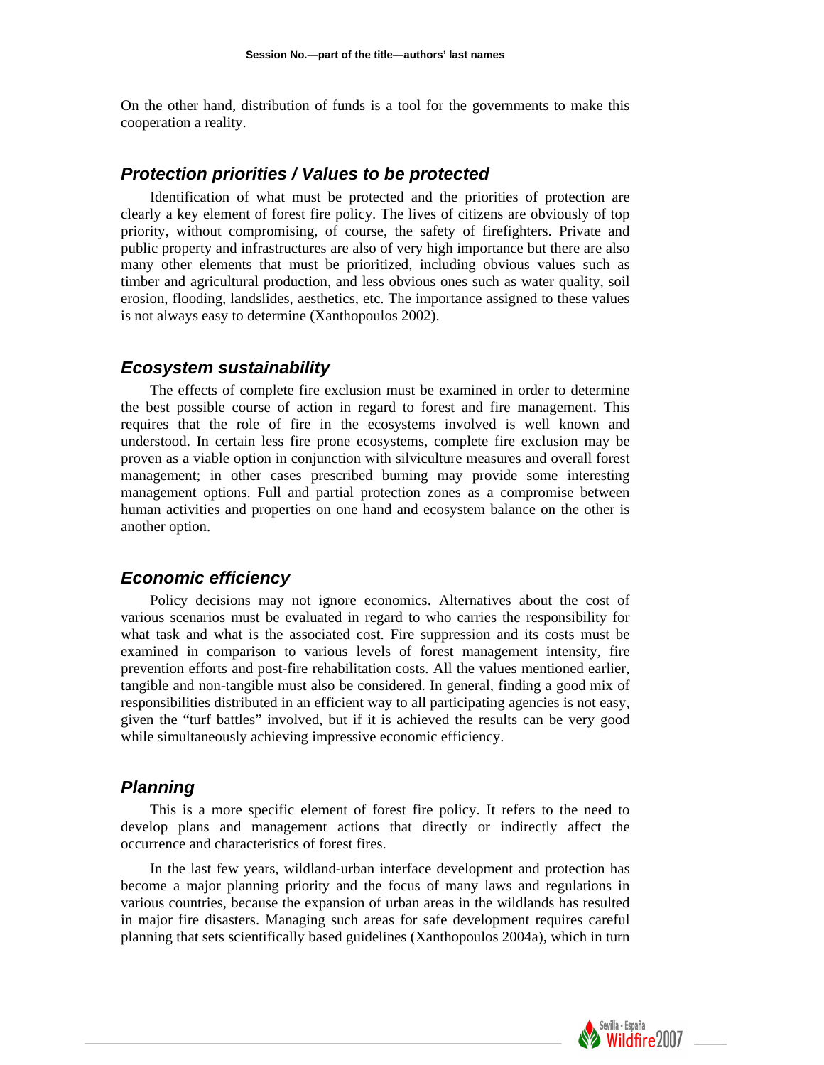On the other hand, distribution of funds is a tool for the governments to make this cooperation a reality.

### *Protection priorities / Values to be protected*

Identification of what must be protected and the priorities of protection are clearly a key element of forest fire policy. The lives of citizens are obviously of top priority, without compromising, of course, the safety of firefighters. Private and public property and infrastructures are also of very high importance but there are also many other elements that must be prioritized, including obvious values such as timber and agricultural production, and less obvious ones such as water quality, soil erosion, flooding, landslides, aesthetics, etc. The importance assigned to these values is not always easy to determine (Xanthopoulos 2002).

### *Ecosystem sustainability*

The effects of complete fire exclusion must be examined in order to determine the best possible course of action in regard to forest and fire management. This requires that the role of fire in the ecosystems involved is well known and understood. In certain less fire prone ecosystems, complete fire exclusion may be proven as a viable option in conjunction with silviculture measures and overall forest management; in other cases prescribed burning may provide some interesting management options. Full and partial protection zones as a compromise between human activities and properties on one hand and ecosystem balance on the other is another option.

### *Economic efficiency*

Policy decisions may not ignore economics. Alternatives about the cost of various scenarios must be evaluated in regard to who carries the responsibility for what task and what is the associated cost. Fire suppression and its costs must be examined in comparison to various levels of forest management intensity, fire prevention efforts and post-fire rehabilitation costs. All the values mentioned earlier, tangible and non-tangible must also be considered. In general, finding a good mix of responsibilities distributed in an efficient way to all participating agencies is not easy, given the "turf battles" involved, but if it is achieved the results can be very good while simultaneously achieving impressive economic efficiency.

### *Planning*

This is a more specific element of forest fire policy. It refers to the need to develop plans and management actions that directly or indirectly affect the occurrence and characteristics of forest fires.

In the last few years, wildland-urban interface development and protection has become a major planning priority and the focus of many laws and regulations in various countries, because the expansion of urban areas in the wildlands has resulted in major fire disasters. Managing such areas for safe development requires careful planning that sets scientifically based guidelines (Xanthopoulos 2004a), which in turn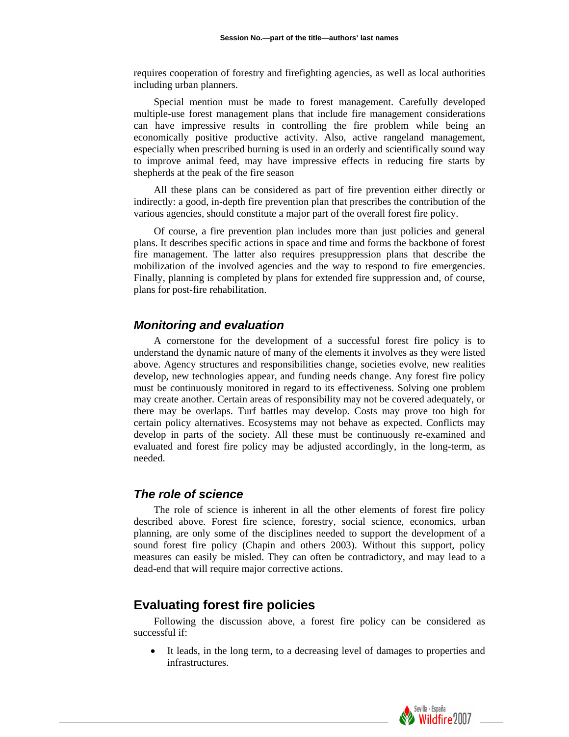requires cooperation of forestry and firefighting agencies, as well as local authorities including urban planners.

Special mention must be made to forest management. Carefully developed multiple-use forest management plans that include fire management considerations can have impressive results in controlling the fire problem while being an economically positive productive activity. Also, active rangeland management, especially when prescribed burning is used in an orderly and scientifically sound way to improve animal feed, may have impressive effects in reducing fire starts by shepherds at the peak of the fire season

All these plans can be considered as part of fire prevention either directly or indirectly: a good, in-depth fire prevention plan that prescribes the contribution of the various agencies, should constitute a major part of the overall forest fire policy.

Of course, a fire prevention plan includes more than just policies and general plans. It describes specific actions in space and time and forms the backbone of forest fire management. The latter also requires presuppression plans that describe the mobilization of the involved agencies and the way to respond to fire emergencies. Finally, planning is completed by plans for extended fire suppression and, of course, plans for post-fire rehabilitation.

### *Monitoring and evaluation*

A cornerstone for the development of a successful forest fire policy is to understand the dynamic nature of many of the elements it involves as they were listed above. Agency structures and responsibilities change, societies evolve, new realities develop, new technologies appear, and funding needs change. Any forest fire policy must be continuously monitored in regard to its effectiveness. Solving one problem may create another. Certain areas of responsibility may not be covered adequately, or there may be overlaps. Turf battles may develop. Costs may prove too high for certain policy alternatives. Ecosystems may not behave as expected. Conflicts may develop in parts of the society. All these must be continuously re-examined and evaluated and forest fire policy may be adjusted accordingly, in the long-term, as needed.

### *The role of science*

The role of science is inherent in all the other elements of forest fire policy described above. Forest fire science, forestry, social science, economics, urban planning, are only some of the disciplines needed to support the development of a sound forest fire policy (Chapin and others 2003). Without this support, policy measures can easily be misled. They can often be contradictory, and may lead to a dead-end that will require major corrective actions.

## Evaluating forest fire policies

Following the discussion above, a forest fire policy can be considered as successful if:

- It leads, in the long term, to a decreasing level of damages to properties and infrastructures.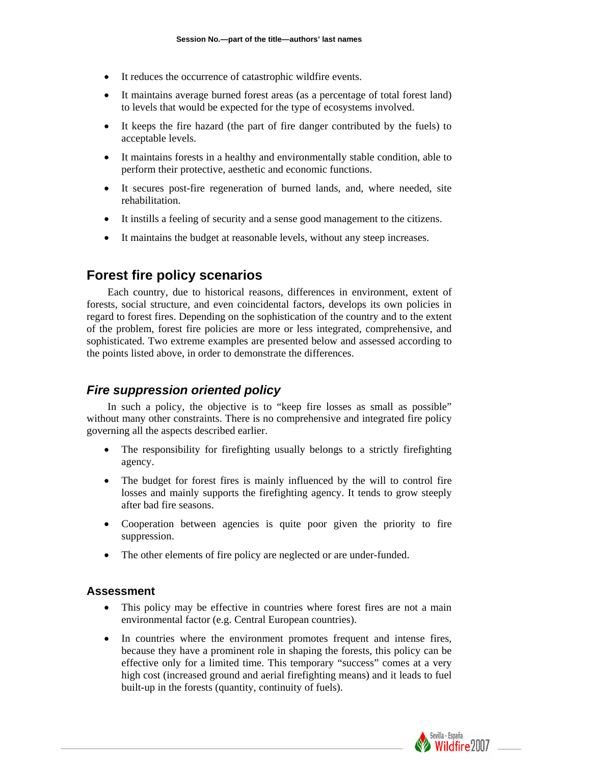- It reduces the occurrence of catastrophic wildfire events.
- It maintains average burned forest areas (as a percentage of total forest land) to levels that would be expected for the type of ecosystems involved.
- It keeps the fire hazard (the part of fire danger contributed by the fuels) to acceptable levels.
- It maintains forests in a healthy and environmentally stable condition, able to perform their protective, aesthetic and economic functions.
- It secures post-fire regeneration of burned lands, and, where needed, site rehabilitation.
- It instills a feeling of security and a sense good management to the citizens.
- It maintains the budget at reasonable levels, without any steep increases.

## Forest fire policy scenarios

Each country, due to historical reasons, differences in environment, extent of forests, social structure, and even coincidental factors, develops its own policies in regard to forest fires. Depending on the sophistication of the country and to the extent of the problem, forest fire policies are more or less integrated, comprehensive, and sophisticated. Two extreme examples are presented below and assessed according to the points listed above, in order to demonstrate the differences.

### *Fire suppression oriented policy*

In such a policy, the objective is to "keep fire losses as small as possible" without many other constraints. There is no comprehensive and integrated fire policy governing all the aspects described earlier.

- The responsibility for firefighting usually belongs to a strictly firefighting agency.
- The budget for forest fires is mainly influenced by the will to control fire losses and mainly supports the firefighting agency. It tends to grow steeply after bad fire seasons.
- Cooperation between agencies is quite poor given the priority to fire suppression.
- The other elements of fire policy are neglected or are under-funded.

#### Assessment

- This policy may be effective in countries where forest fires are not a main environmental factor (e.g. Central European countries).
- In countries where the environment promotes frequent and intense fires, because they have a prominent role in shaping the forests, this policy can be effective only for a limited time. This temporary "success" comes at a very high cost (increased ground and aerial firefighting means) and it leads to fuel built-up in the forests (quantity, continuity of fuels).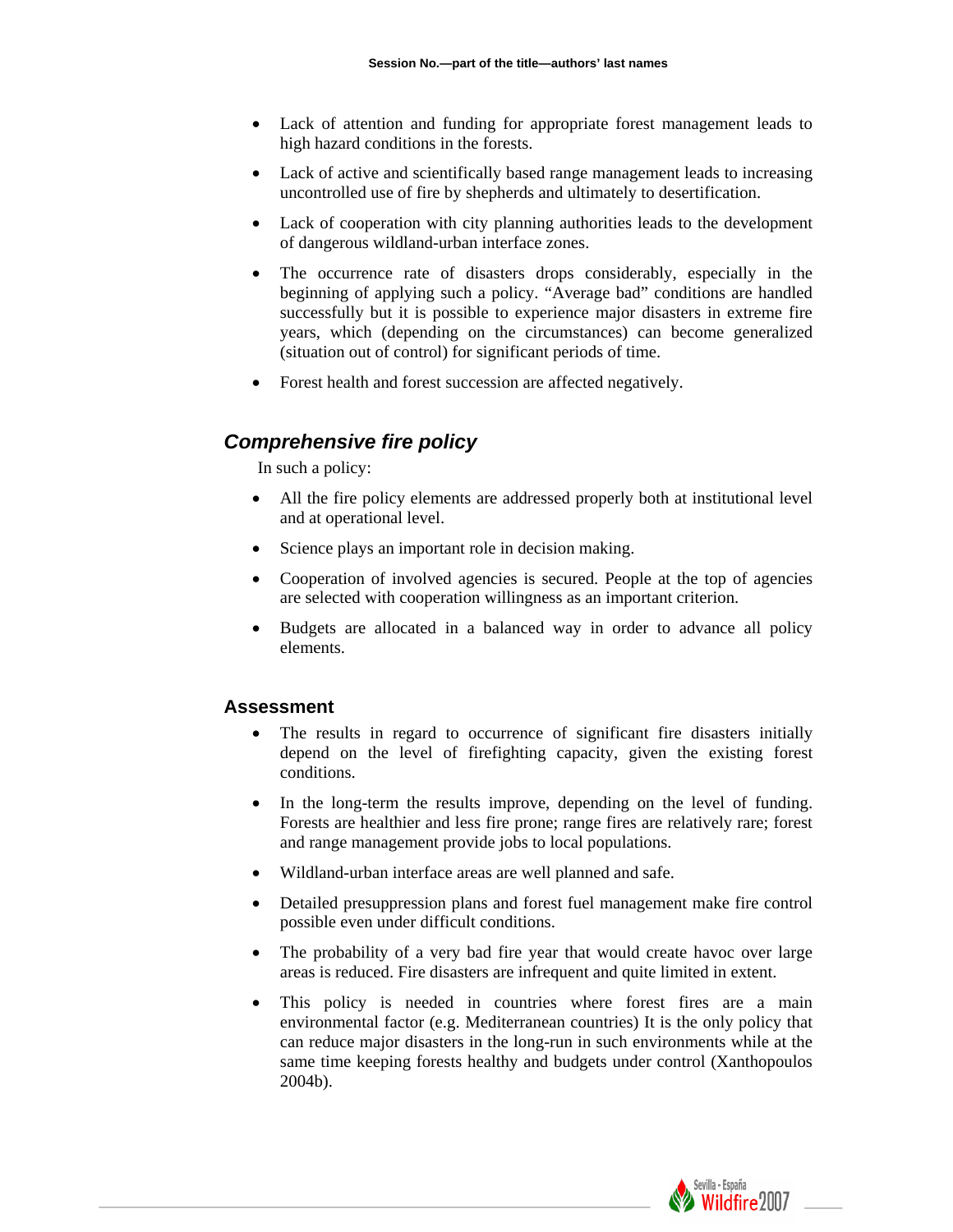- Lack of attention and funding for appropriate forest management leads to high hazard conditions in the forests.
- Lack of active and scientifically based range management leads to increasing uncontrolled use of fire by shepherds and ultimately to desertification.
- Lack of cooperation with city planning authorities leads to the development of dangerous wildland-urban interface zones.
- The occurrence rate of disasters drops considerably, especially in the beginning of applying such a policy. "Average bad" conditions are handled successfully but it is possible to experience major disasters in extreme fire years, which (depending on the circumstances) can become generalized (situation out of control) for significant periods of time.
- Forest health and forest succession are affected negatively.

## *Comprehensive fire policy*

In such a policy:

- All the fire policy elements are addressed properly both at institutional level and at operational level.
- Science plays an important role in decision making.
- Cooperation of involved agencies is secured. People at the top of agencies are selected with cooperation willingness as an important criterion.
- Budgets are allocated in a balanced way in order to advance all policy elements.

### Assessment

- The results in regard to occurrence of significant fire disasters initially depend on the level of firefighting capacity, given the existing forest conditions.
- In the long-term the results improve, depending on the level of funding. Forests are healthier and less fire prone; range fires are relatively rare; forest and range management provide jobs to local populations.
- Wildland-urban interface areas are well planned and safe.
- Detailed presuppression plans and forest fuel management make fire control possible even under difficult conditions.
- The probability of a very bad fire year that would create havoc over large areas is reduced. Fire disasters are infrequent and quite limited in extent.
- This policy is needed in countries where forest fires are a main environmental factor (e.g. Mediterranean countries) It is the only policy that can reduce major disasters in the long-run in such environments while at the same time keeping forests healthy and budgets under control (Xanthopoulos 2004b).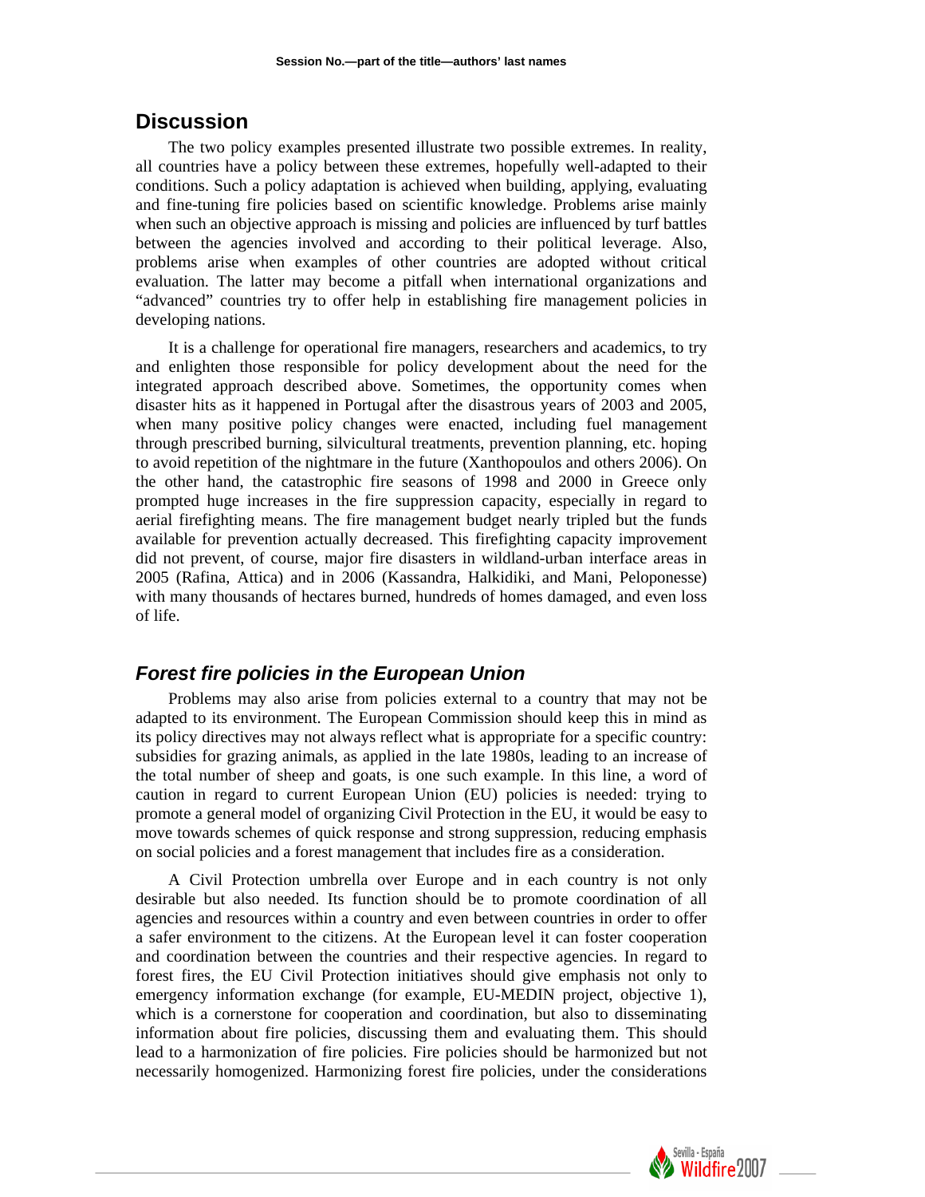## Discussion

The two policy examples presented illustrate two possible extremes. In reality, all countries have a policy between these extremes, hopefully well-adapted to their conditions. Such a policy adaptation is achieved when building, applying, evaluating and fine-tuning fire policies based on scientific knowledge. Problems arise mainly when such an objective approach is missing and policies are influenced by turf battles between the agencies involved and according to their political leverage. Also, problems arise when examples of other countries are adopted without critical evaluation. The latter may become a pitfall when international organizations and "advanced" countries try to offer help in establishing fire management policies in developing nations.

It is a challenge for operational fire managers, researchers and academics, to try and enlighten those responsible for policy development about the need for the integrated approach described above. Sometimes, the opportunity comes when disaster hits as it happened in Portugal after the disastrous years of 2003 and 2005, when many positive policy changes were enacted, including fuel management through prescribed burning, silvicultural treatments, prevention planning, etc. hoping to avoid repetition of the nightmare in the future (Xanthopoulos and others 2006). On the other hand, the catastrophic fire seasons of 1998 and 2000 in Greece only prompted huge increases in the fire suppression capacity, especially in regard to aerial firefighting means. The fire management budget nearly tripled but the funds available for prevention actually decreased. This firefighting capacity improvement did not prevent, of course, major fire disasters in wildland-urban interface areas in 2005 (Rafina, Attica) and in 2006 (Kassandra, Halkidiki, and Mani, Peloponesse) with many thousands of hectares burned, hundreds of homes damaged, and even loss of life.

### *Forest fire policies in the European Union*

Problems may also arise from policies external to a country that may not be adapted to its environment. The European Commission should keep this in mind as its policy directives may not always reflect what is appropriate for a specific country: subsidies for grazing animals, as applied in the late 1980s, leading to an increase of the total number of sheep and goats, is one such example. In this line, a word of caution in regard to current European Union (EU) policies is needed: trying to promote a general model of organizing Civil Protection in the EU, it would be easy to move towards schemes of quick response and strong suppression, reducing emphasis on social policies and a forest management that includes fire as a consideration.

A Civil Protection umbrella over Europe and in each country is not only desirable but also needed. Its function should be to promote coordination of all agencies and resources within a country and even between countries in order to offer a safer environment to the citizens. At the European level it can foster cooperation and coordination between the countries and their respective agencies. In regard to forest fires, the EU Civil Protection initiatives should give emphasis not only to emergency information exchange (for example, EU-MEDIN project, objective 1), which is a cornerstone for cooperation and coordination, but also to disseminating information about fire policies, discussing them and evaluating them. This should lead to a harmonization of fire policies. Fire policies should be harmonized but not necessarily homogenized. Harmonizing forest fire policies, under the considerations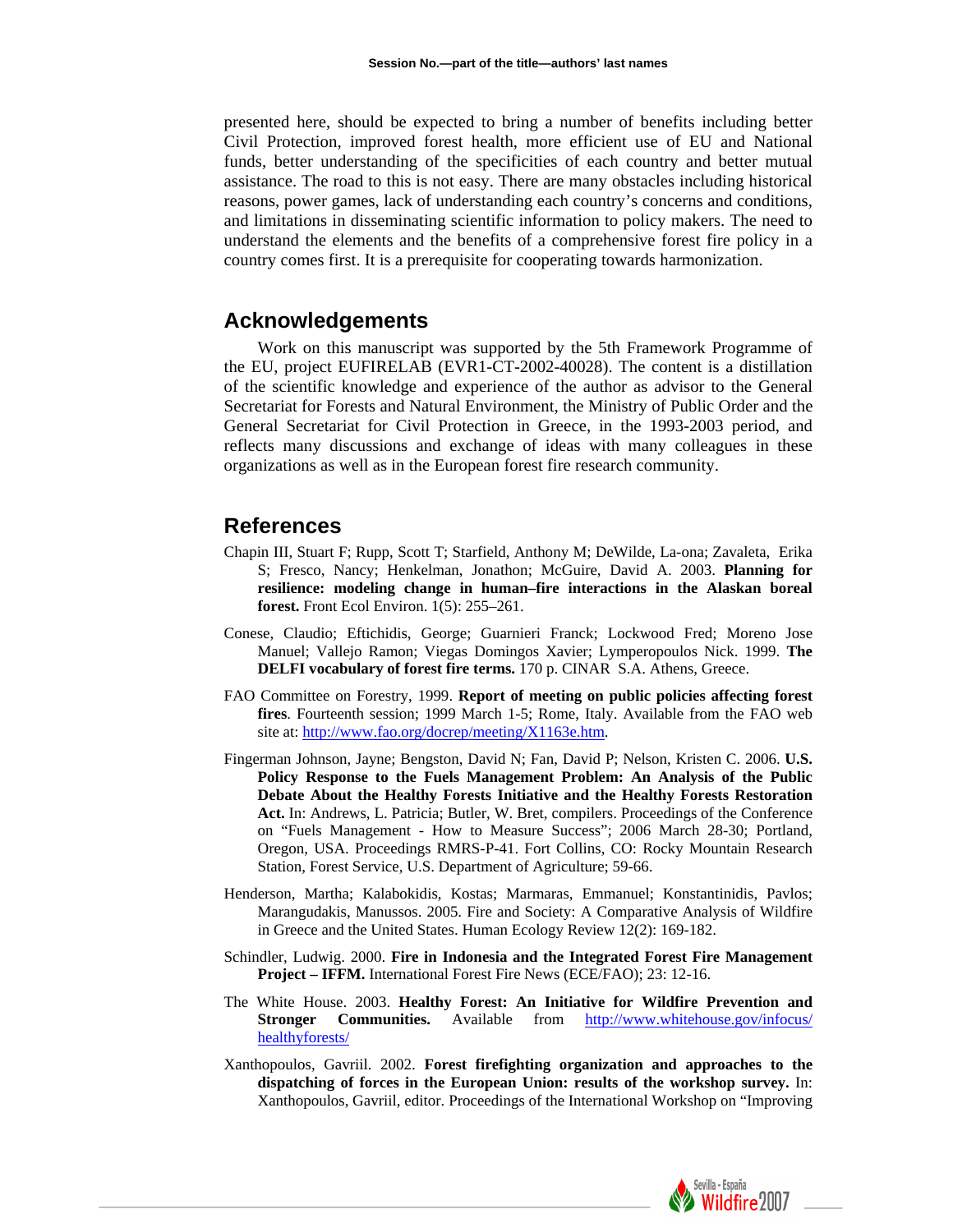presented here, should be expected to bring a number of benefits including better Civil Protection, improved forest health, more efficient use of EU and National funds, better understanding of the specificities of each country and better mutual assistance. The road to this is not easy. There are many obstacles including historical reasons, power games, lack of understanding each country's concerns and conditions, and limitations in disseminating scientific information to policy makers. The need to understand the elements and the benefits of a comprehensive forest fire policy in a country comes first. It is a prerequisite for cooperating towards harmonization.

## Acknowledgements

Work on this manuscript was supported by the 5th Framework Programme of the EU, project EUFIRELAB (EVR1-CT-2002-40028). The content is a distillation of the scientific knowledge and experience of the author as advisor to the General Secretariat for Forests and Natural Environment, the Ministry of Public Order and the General Secretariat for Civil Protection in Greece, in the 1993-2003 period, and reflects many discussions and exchange of ideas with many colleagues in these organizations as well as in the European forest fire research community.

## References

Chapin III, Stuart F; Rupp, Scott T; Starfield, Anthony M; DeWilde, La-ona; Zavaleta, Erika S; Fresco, Nancy; Henkelman, Jonathon; McGuire, David A. 2003. **Planning for resilience: modeling change in human–fire interactions in the Alaskan boreal forest.** Front Ecol Environ. 1(5): 255–261.

Conese, Claudio; Eftichidis, George; Guarnieri Franck; Lockwood Fred; Moreno Jose Manuel; Vallejo Ramon; Viegas Domingos Xavier; Lymperopoulos Nick. 1999. **The DELFI vocabulary of forest fire terms.** 170 p. CINAR S.A. Athens, Greece.

FAO Committee on Forestry, 1999. **Report of meeting on public policies affecting forest fires**. Fourteenth session; 1999 March 1-5; Rome, Italy. Available from the FAO web site at: http://www.fao.org/docrep/meeting/X1163e.htm.

Fingerman Johnson, Jayne; Bengston, David N; Fan, David P; Nelson, Kristen C. 2006. **U.S. Policy Response to the Fuels Management Problem: An Analysis of the Public Debate About the Healthy Forests Initiative and the Healthy Forests Restoration Act.** In: Andrews, L. Patricia; Butler, W. Bret, compilers. Proceedings of the Conference on "Fuels Management - How to Measure Success"; 2006 March 28-30; Portland, Oregon, USA. Proceedings RMRS-P-41. Fort Collins, CO: Rocky Mountain Research Station, Forest Service, U.S. Department of Agriculture; 59-66.

Henderson, Martha; Kalabokidis, Kostas; Marmaras, Emmanuel; Konstantinidis, Pavlos; Marangudakis, Manussos. 2005. Fire and Society: A Comparative Analysis of Wildfire in Greece and the United States. Human Ecology Review 12(2): 169-182.

Schindler, Ludwig. 2000. **Fire in Indonesia and the Integrated Forest Fire Management Project – IFFM.** International Forest Fire News (ECE/FAO); 23: 12-16.

The White House. 2003. **Healthy Forest: An Initiative for Wildfire Prevention and Stronger Communities.** Available from http://www.whitehouse.gov/infocus/healthyforests/

Xanthopoulos, Gavriil. 2002. **Forest firefighting organization and approaches to the dispatching of forces in the European Union: results of the workshop survey.** In: Xanthopoulos, Gavriil, editor. Proceedings of the International Workshop on "Improving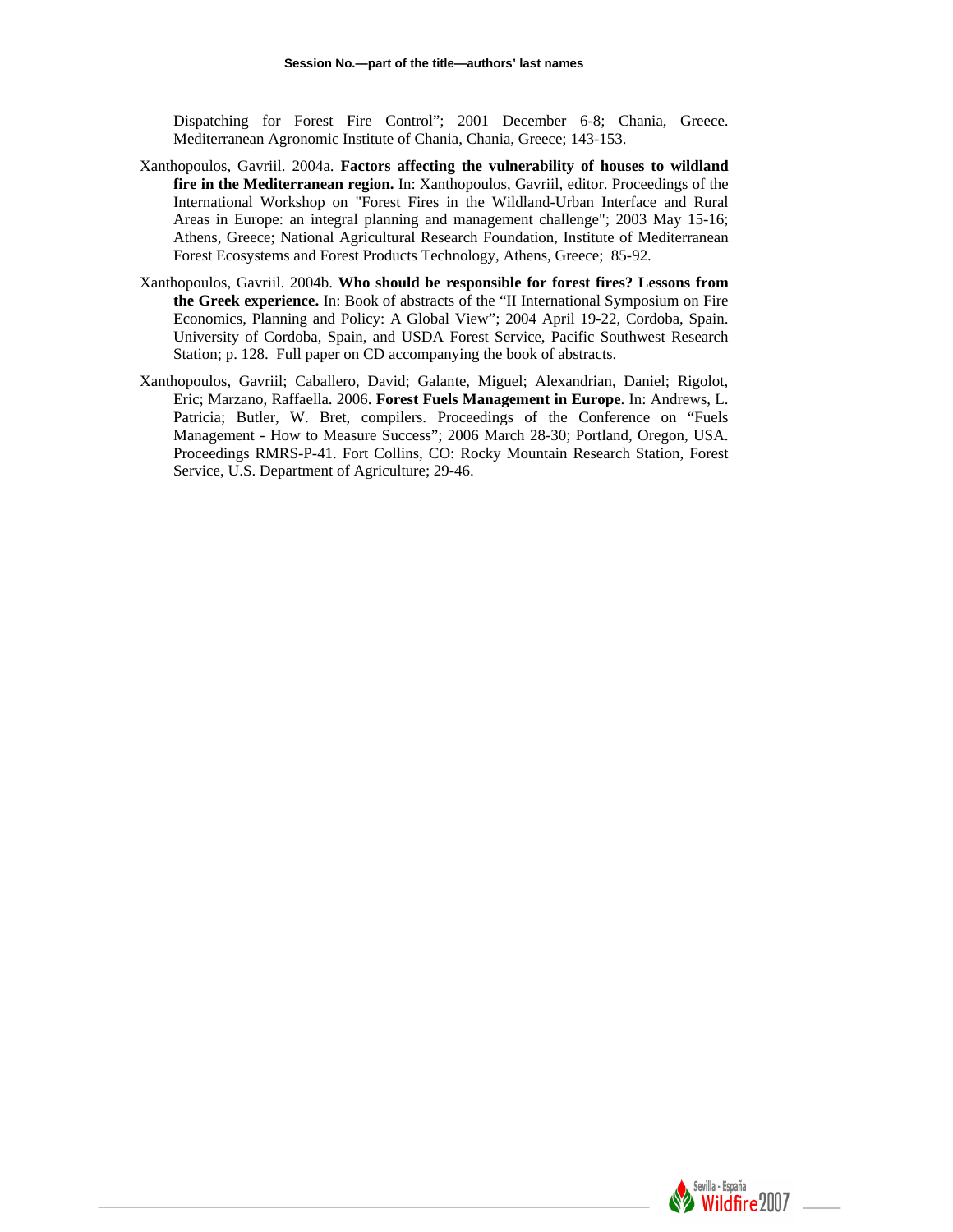Dispatching for Forest Fire Control"; 2001 December 6-8; Chania, Greece. Mediterranean Agronomic Institute of Chania, Chania, Greece; 143-153.

Xanthopoulos, Gavriil. 2004a. **Factors affecting the vulnerability of houses to wildland fire in the Mediterranean region.** In: Xanthopoulos, Gavriil, editor. Proceedings of the International Workshop on "Forest Fires in the Wildland-Urban Interface and Rural Areas in Europe: an integral planning and management challenge"; 2003 May 15-16; Athens, Greece; National Agricultural Research Foundation, Institute of Mediterranean Forest Ecosystems and Forest Products Technology, Athens, Greece; 85-92.

Xanthopoulos, Gavriil. 2004b. **Who should be responsible for forest fires? Lessons from the Greek experience.** In: Book of abstracts of the "II International Symposium on Fire Economics, Planning and Policy: A Global View"; 2004 April 19-22, Cordoba, Spain. University of Cordoba, Spain, and USDA Forest Service, Pacific Southwest Research Station; p. 128. Full paper on CD accompanying the book of abstracts.

Xanthopoulos, Gavriil; Caballero, David; Galante, Miguel; Alexandrian, Daniel; Rigolot, Eric; Marzano, Raffaella. 2006. **Forest Fuels Management in Europe**. In: Andrews, L. Patricia; Butler, W. Bret, compilers. Proceedings of the Conference on "Fuels Management - How to Measure Success"; 2006 March 28-30; Portland, Oregon, USA. Proceedings RMRS-P-41. Fort Collins, CO: Rocky Mountain Research Station, Forest Service, U.S. Department of Agriculture; 29-46.